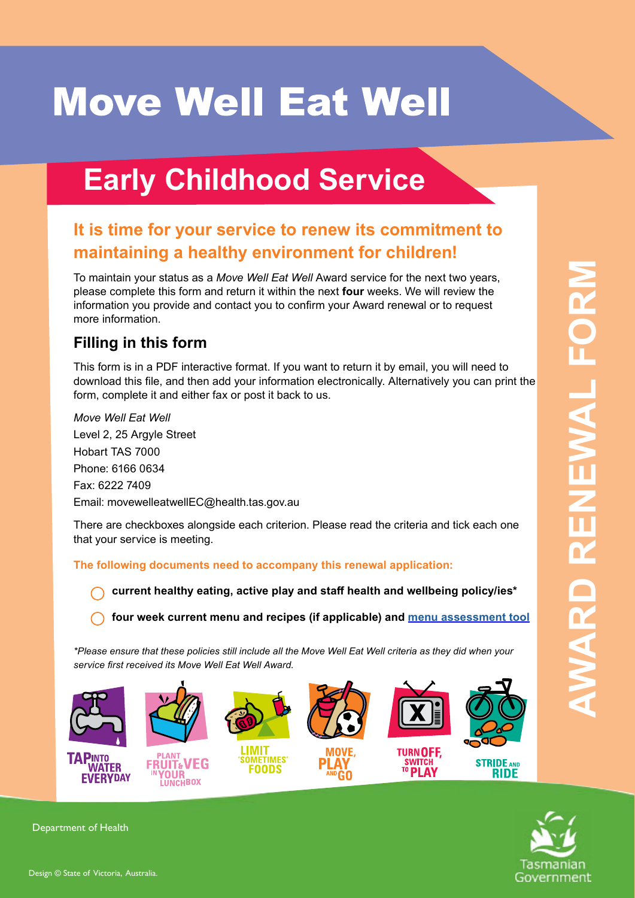# Move Well Eat Well

## Early Childhood Service

AWARD RENEWAL FORM

### It is time for your service to renew its commitment to maintaining a healthy environment for children!

To maintain your status as a *Move Well Eat Well* Award service for the next two years, please complete this form and return it within the next **four** weeks. We will review the information you provide and contact you to confirm your Award renewal or to request more information.

### Filling in this form

This form is in a PDF interactive format. If you want to return it by email, you will need to download this file, and then add your information electronically. Alternatively you can print the form, complete it and either fax or post it back to us.

*Move Well Eat Well*
Level 2, 25 Argyle Street
Hobart TAS 7000
Phone: 6166 0634
Fax: 6222 7409
Email: movewelleatwellEC@health.tas.gov.au

There are checkboxes alongside each criterion. Please read the criteria and tick each one that your service is meeting.

**The following documents need to accompany this renewal application:**

- ◯ **current healthy eating, active play and staff health and wellbeing policy/ies***
- ◯ **four week current menu and recipes (if applicable) and menu assessment tool**

*\*Please ensure that these policies still include all the Move Well Eat Well criteria as they did when your service first received its Move Well Eat Well Award.*

TAP INTO WATER EVERYDAY | PLANT FRUIT & VEG IN YOUR LUNCHBOX | LIMIT 'SOMETIMES' FOODS | MOVE, PLAY AND GO | TURN OFF, SWITCH TO PLAY | STRIDE AND RIDE

Department of Health

Tasmanian Government

Design © State of Victoria, Australia.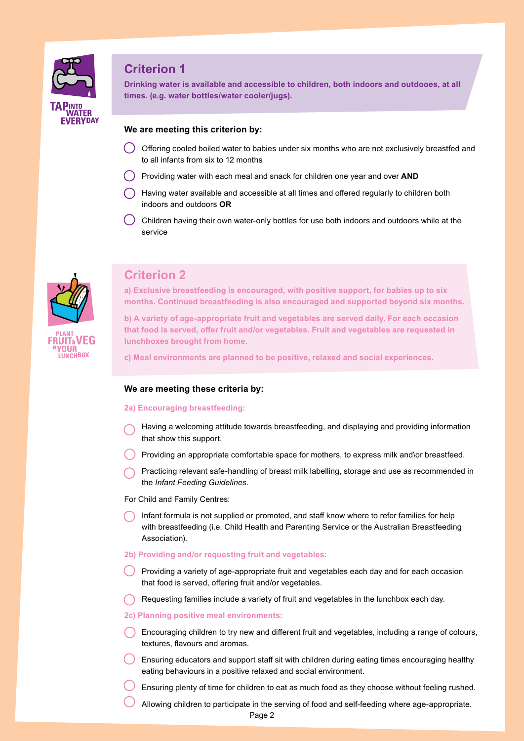## Criterion 1

**Drinking water is available and accessible to children, both indoors and outdooes, at all times. (e.g. water bottles/water cooler/jugs).**

**We are meeting this criterion by:**

- ◯ Offering cooled boiled water to babies under six months who are not exclusively breastfed and to all infants from six to 12 months
- ◯ Providing water with each meal and snack for children one year and over **AND**
- ◯ Having water available and accessible at all times and offered regularly to children both indoors and outdoors **OR**
- ◯ Children having their own water-only bottles for use both indoors and outdoors while at the service

## Criterion 2

**a) Exclusive breastfeeding is encouraged, with positive support, for babies up to six months. Continued breastfeeding is also encouraged and supported beyond six months.**

**b) A variety of age-appropriate fruit and vegetables are served daily. For each occasion that food is served, offer fruit and/or vegetables. Fruit and vegetables are requested in lunchboxes brought from home.**

**c) Meal environments are planned to be positive, relaxed and social experiences.**

**We are meeting these criteria by:**

**2a) Encouraging breastfeeding:**

- ◯ Having a welcoming attitude towards breastfeeding, and displaying and providing information that show this support.
- ◯ Providing an appropriate comfortable space for mothers, to express milk and\or breastfeed.
- ◯ Practicing relevant safe-handling of breast milk labelling, storage and use as recommended in the *Infant Feeding Guidelines*.

For Child and Family Centres:

- ◯ Infant formula is not supplied or promoted, and staff know where to refer families for help with breastfeeding (i.e. Child Health and Parenting Service or the Australian Breastfeeding Association).

**2b) Providing and/or requesting fruit and vegetables:**

- ◯ Providing a variety of age-appropriate fruit and vegetables each day and for each occasion that food is served, offering fruit and/or vegetables.
- ◯ Requesting families include a variety of fruit and vegetables in the lunchbox each day.

**2c) Planning positive meal environments:**

- ◯ Encouraging children to try new and different fruit and vegetables, including a range of colours, textures, flavours and aromas.
- ◯ Ensuring educators and support staff sit with children during eating times encouraging healthy eating behaviours in a positive relaxed and social environment.
- ◯ Ensuring plenty of time for children to eat as much food as they choose without feeling rushed.
- ◯ Allowing children to participate in the serving of food and self-feeding where age-appropriate.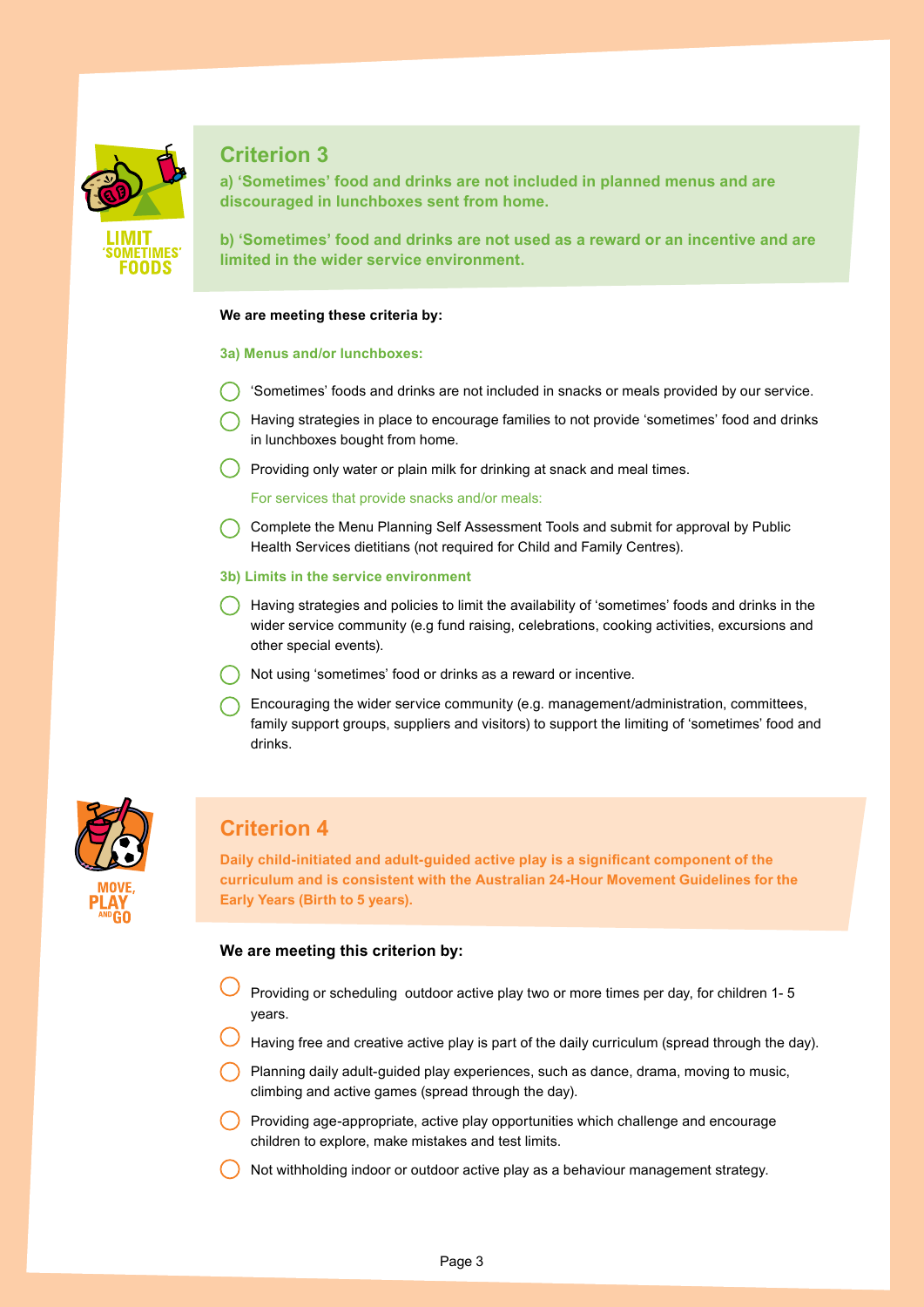LIMIT 'SOMETIMES' FOODS

## Criterion 3

**a) 'Sometimes' food and drinks are not included in planned menus and are discouraged in lunchboxes sent from home.**

**b) 'Sometimes' food and drinks are not used as a reward or an incentive and are limited in the wider service environment.**

**We are meeting these criteria by:**

### 3a) Menus and/or lunchboxes:

- ◯ 'Sometimes' foods and drinks are not included in snacks or meals provided by our service.
- ◯ Having strategies in place to encourage families to not provide 'sometimes' food and drinks in lunchboxes bought from home.
- ◯ Providing only water or plain milk for drinking at snack and meal times.

For services that provide snacks and/or meals:

- ◯ Complete the Menu Planning Self Assessment Tools and submit for approval by Public Health Services dietitians (not required for Child and Family Centres).

### 3b) Limits in the service environment

- ◯ Having strategies and policies to limit the availability of 'sometimes' foods and drinks in the wider service community (e.g fund raising, celebrations, cooking activities, excursions and other special events).
- ◯ Not using 'sometimes' food or drinks as a reward or incentive.
- ◯ Encouraging the wider service community (e.g. management/administration, committees, family support groups, suppliers and visitors) to support the limiting of 'sometimes' food and drinks.

MOVE, PLAY AND GO

## Criterion 4

**Daily child-initiated and adult-guided active play is a significant component of the curriculum and is consistent with the Australian 24-Hour Movement Guidelines for the Early Years (Birth to 5 years).**

**We are meeting this criterion by:**

- ◯ Providing or scheduling outdoor active play two or more times per day, for children 1- 5 years.
- ◯ Having free and creative active play is part of the daily curriculum (spread through the day).
- ◯ Planning daily adult-guided play experiences, such as dance, drama, moving to music, climbing and active games (spread through the day).
- ◯ Providing age-appropriate, active play opportunities which challenge and encourage children to explore, make mistakes and test limits.
- ◯ Not withholding indoor or outdoor active play as a behaviour management strategy.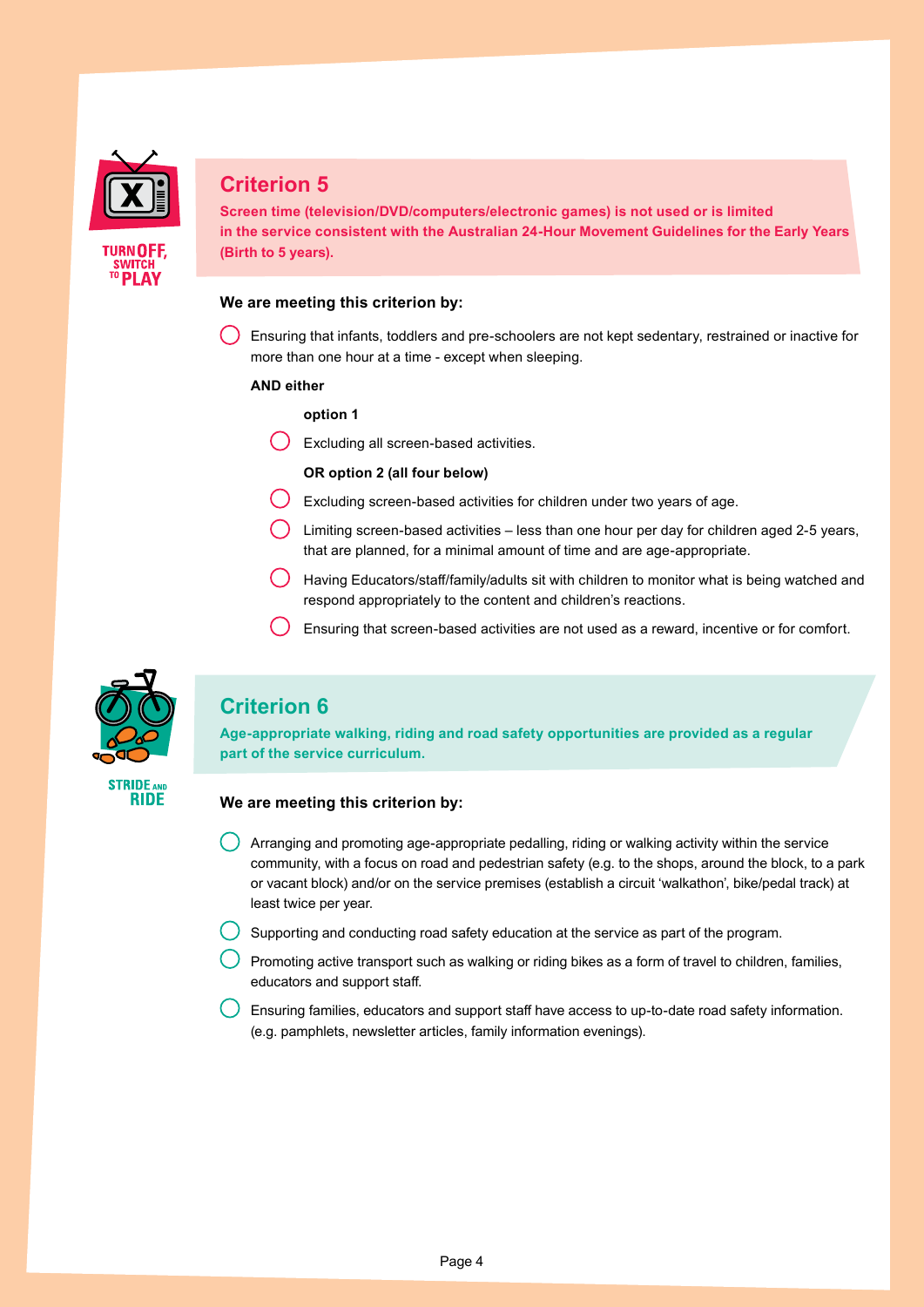TURN OFF, SWITCH TO PLAY

## Criterion 5

**Screen time (television/DVD/computers/electronic games) is not used or is limited in the service consistent with the Australian 24-Hour Movement Guidelines for the Early Years (Birth to 5 years).**

**We are meeting this criterion by:**

- ◯ Ensuring that infants, toddlers and pre-schoolers are not kept sedentary, restrained or inactive for more than one hour at a time - except when sleeping.

  **AND either**

  **option 1**

  - ◯ Excluding all screen-based activities.

  **OR option 2 (all four below)**

  - ◯ Excluding screen-based activities for children under two years of age.
  - ◯ Limiting screen-based activities – less than one hour per day for children aged 2-5 years, that are planned, for a minimal amount of time and are age-appropriate.
  - ◯ Having Educators/staff/family/adults sit with children to monitor what is being watched and respond appropriately to the content and children's reactions.
  - ◯ Ensuring that screen-based activities are not used as a reward, incentive or for comfort.

STRIDE AND RIDE

## Criterion 6

**Age-appropriate walking, riding and road safety opportunities are provided as a regular part of the service curriculum.**

**We are meeting this criterion by:**

- ◯ Arranging and promoting age-appropriate pedalling, riding or walking activity within the service community, with a focus on road and pedestrian safety (e.g. to the shops, around the block, to a park or vacant block) and/or on the service premises (establish a circuit 'walkathon', bike/pedal track) at least twice per year.
- ◯ Supporting and conducting road safety education at the service as part of the program.
- ◯ Promoting active transport such as walking or riding bikes as a form of travel to children, families, educators and support staff.
- ◯ Ensuring families, educators and support staff have access to up-to-date road safety information. (e.g. pamphlets, newsletter articles, family information evenings).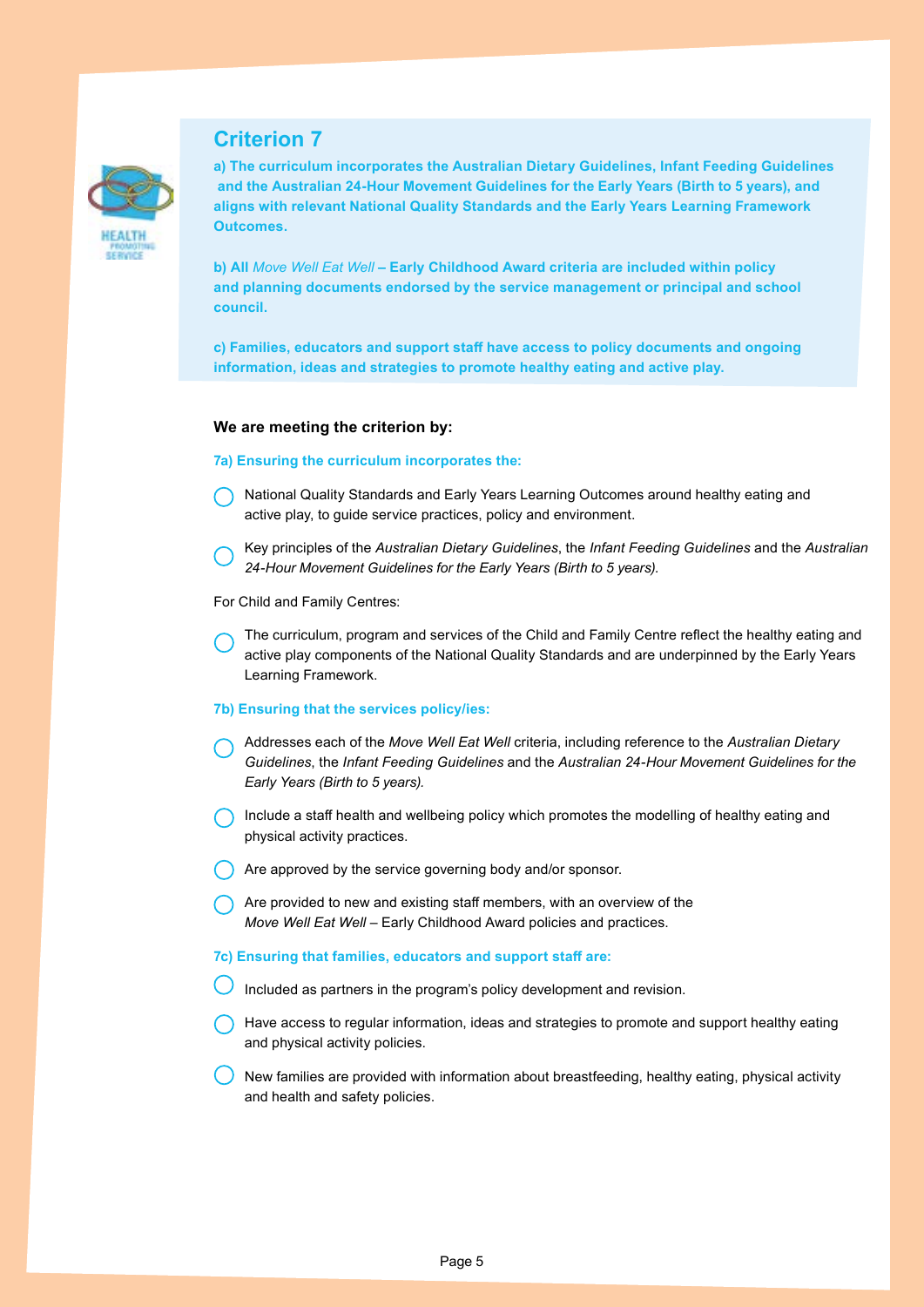## Criterion 7

**a) The curriculum incorporates the Australian Dietary Guidelines, Infant Feeding Guidelines and the Australian 24-Hour Movement Guidelines for the Early Years (Birth to 5 years), and aligns with relevant National Quality Standards and the Early Years Learning Framework Outcomes.**

**b) All *Move Well Eat Well* – Early Childhood Award criteria are included within policy and planning documents endorsed by the service management or principal and school council.**

**c) Families, educators and support staff have access to policy documents and ongoing information, ideas and strategies to promote healthy eating and active play.**

**We are meeting the criterion by:**

**7a) Ensuring the curriculum incorporates the:**

- ◯ National Quality Standards and Early Years Learning Outcomes around healthy eating and active play, to guide service practices, policy and environment.
- ◯ Key principles of the *Australian Dietary Guidelines*, the *Infant Feeding Guidelines* and the *Australian 24-Hour Movement Guidelines for the Early Years (Birth to 5 years).*

For Child and Family Centres:

- ◯ The curriculum, program and services of the Child and Family Centre reflect the healthy eating and active play components of the National Quality Standards and are underpinned by the Early Years Learning Framework.

**7b) Ensuring that the services policy/ies:**

- ◯ Addresses each of the *Move Well Eat Well* criteria, including reference to the *Australian Dietary Guidelines*, the *Infant Feeding Guidelines* and the *Australian 24-Hour Movement Guidelines for the Early Years (Birth to 5 years).*
- ◯ Include a staff health and wellbeing policy which promotes the modelling of healthy eating and physical activity practices.
- ◯ Are approved by the service governing body and/or sponsor.
- ◯ Are provided to new and existing staff members, with an overview of the *Move Well Eat Well* – Early Childhood Award policies and practices.

**7c) Ensuring that families, educators and support staff are:**

- ◯ Included as partners in the program's policy development and revision.
- ◯ Have access to regular information, ideas and strategies to promote and support healthy eating and physical activity policies.
- ◯ New families are provided with information about breastfeeding, healthy eating, physical activity and health and safety policies.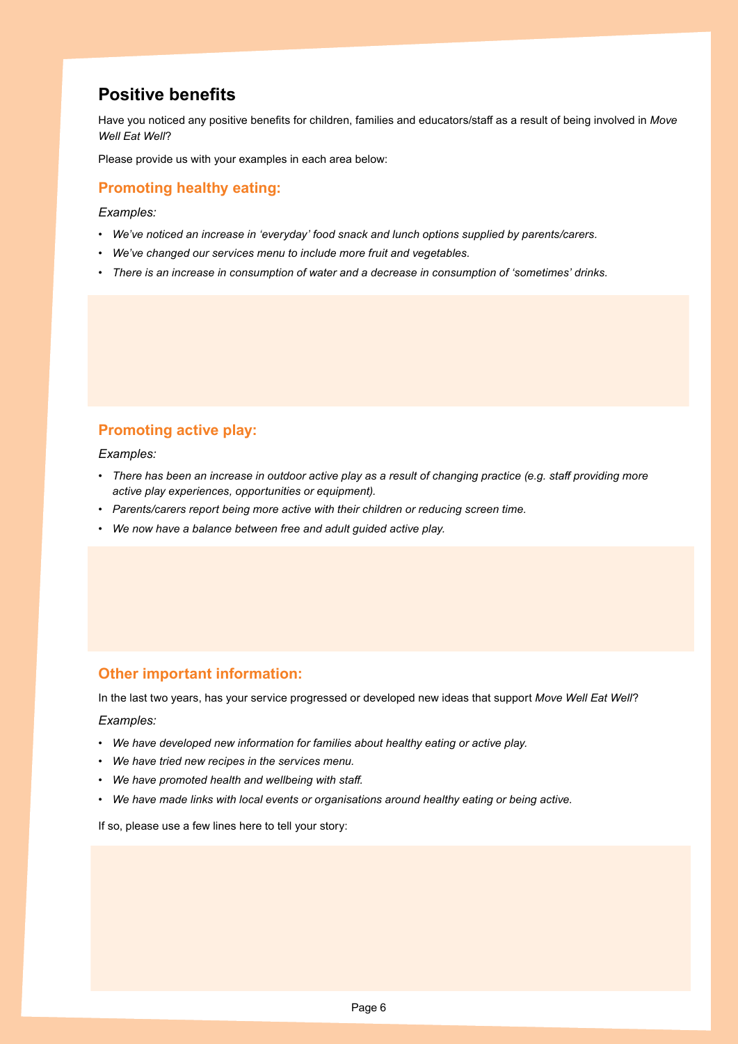## Positive benefits

Have you noticed any positive benefits for children, families and educators/staff as a result of being involved in *Move Well Eat Well*?

Please provide us with your examples in each area below:

### Promoting healthy eating:

*Examples:*

- *We've noticed an increase in 'everyday' food snack and lunch options supplied by parents/carers.*
- *We've changed our services menu to include more fruit and vegetables.*
- *There is an increase in consumption of water and a decrease in consumption of 'sometimes' drinks.*

### Promoting active play:

*Examples:*

- *There has been an increase in outdoor active play as a result of changing practice (e.g. staff providing more active play experiences, opportunities or equipment).*
- *Parents/carers report being more active with their children or reducing screen time.*
- *We now have a balance between free and adult guided active play.*

### Other important information:

In the last two years, has your service progressed or developed new ideas that support *Move Well Eat Well*?

*Examples:*

- *We have developed new information for families about healthy eating or active play.*
- *We have tried new recipes in the services menu.*
- *We have promoted health and wellbeing with staff.*
- *We have made links with local events or organisations around healthy eating or being active.*

If so, please use a few lines here to tell your story: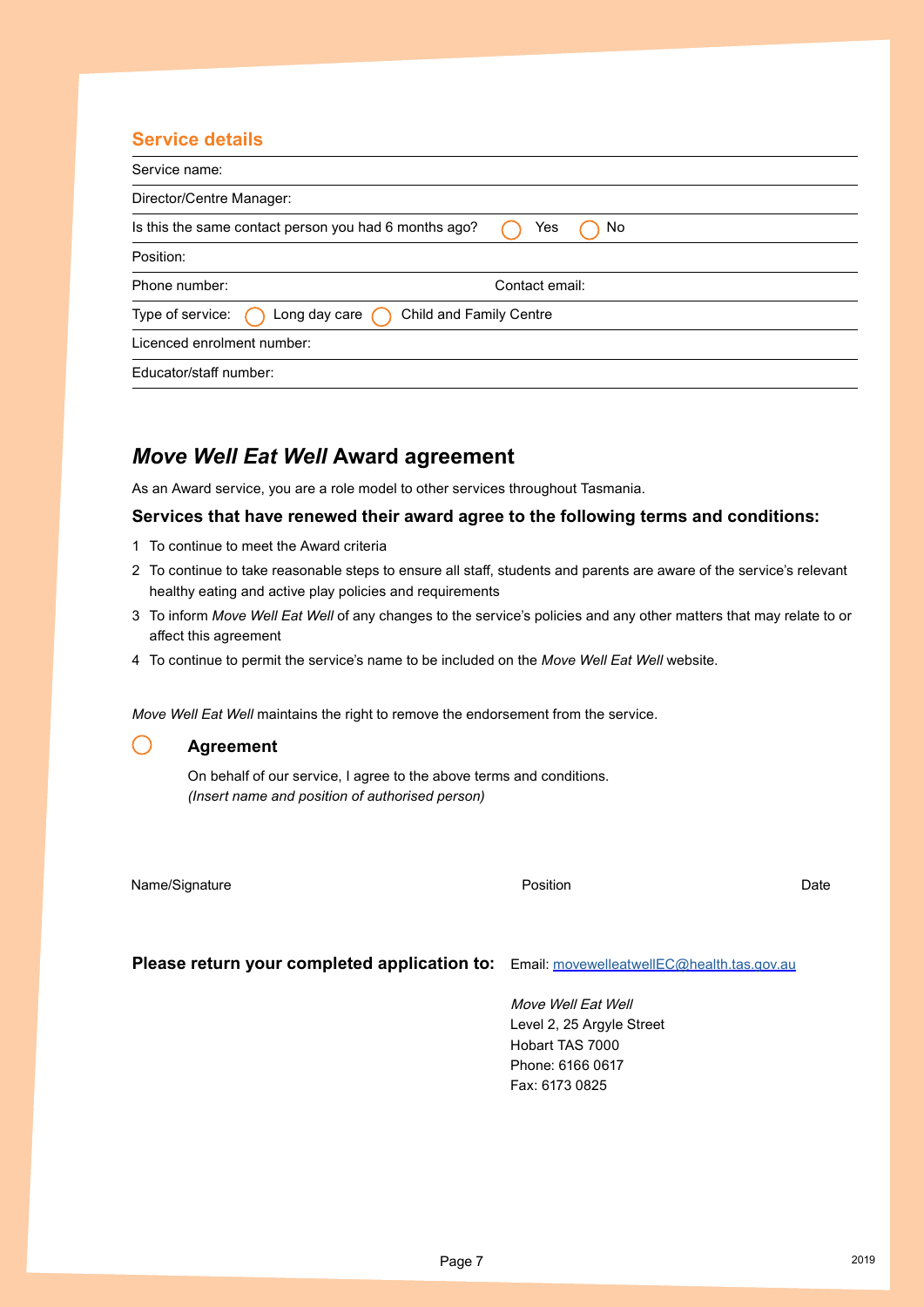## Service details

Service name:

Director/Centre Manager:

Is this the same contact person you had 6 months ago? ◯ Yes ◯ No

Position:

Phone number: Contact email:

Type of service: ◯ Long day care ◯ Child and Family Centre

Licenced enrolment number:

Educator/staff number:

## *Move Well Eat Well* Award agreement

As an Award service, you are a role model to other services throughout Tasmania.

### Services that have renewed their award agree to the following terms and conditions:

1. To continue to meet the Award criteria
2. To continue to take reasonable steps to ensure all staff, students and parents are aware of the service's relevant healthy eating and active play policies and requirements
3. To inform *Move Well Eat Well* of any changes to the service's policies and any other matters that may relate to or affect this agreement
4. To continue to permit the service's name to be included on the *Move Well Eat Well* website.

*Move Well Eat Well* maintains the right to remove the endorsement from the service.

◯ **Agreement**

On behalf of our service, I agree to the above terms and conditions.
*(Insert name and position of authorised person)*

Name/Signature Position Date

**Please return your completed application to:** Email: movewelleatwellEC@health.tas.gov.au

*Move Well Eat Well*
Level 2, 25 Argyle Street
Hobart TAS 7000
Phone: 6166 0617
Fax: 6173 0825

2019